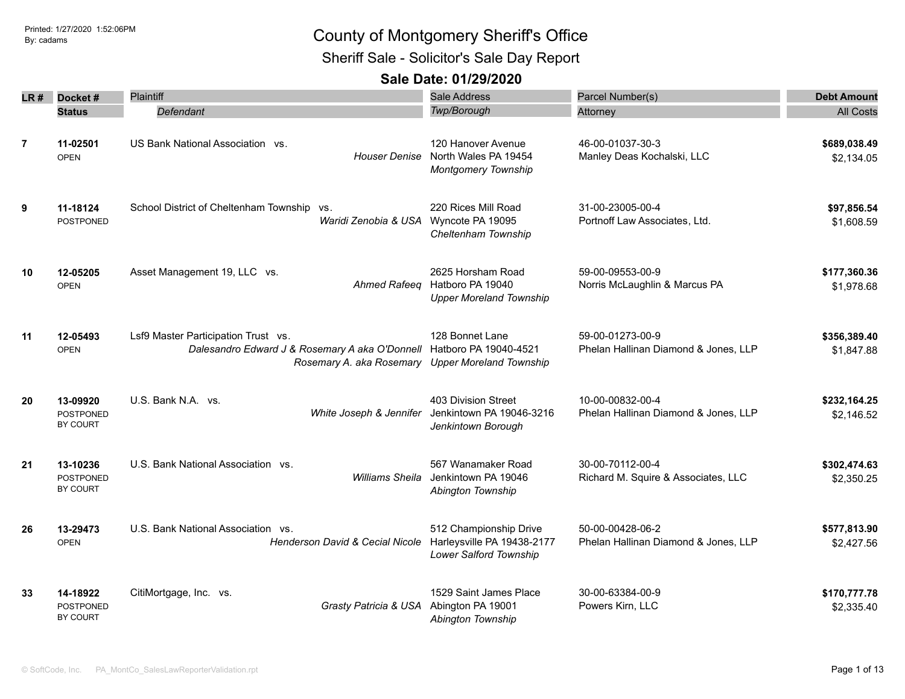Printed: 1/27/2020 1:52:06PM
By: cadams

# County of Montgomery Sheriff's Office

## Sheriff Sale - Solicitor's Sale Day Report

### Sale Date: 01/29/2020

| LR # | Docket # / Status | Plaintiff / *Defendant* | Sale Address / *Twp/Borough* | Parcel Number(s) / Attorney | Debt Amount / All Costs |
|---|---|---|---|---|---|
| 7 | **11-02501** OPEN | US Bank National Association vs. *Houser Denise* | 120 Hanover Avenue North Wales PA 19454 *Montgomery Township* | 46-00-01037-30-3 Manley Deas Kochalski, LLC | **$689,038.49** $2,134.05 |
| 9 | **11-18124** POSTPONED | School District of Cheltenham Township vs. *Waridi Zenobia & USA* | 220 Rices Mill Road Wyncote PA 19095 *Cheltenham Township* | 31-00-23005-00-4 Portnoff Law Associates, Ltd. | **$97,856.54** $1,608.59 |
| 10 | **12-05205** OPEN | Asset Management 19, LLC vs. *Ahmed Rafeeq* | 2625 Horsham Road Hatboro PA 19040 *Upper Moreland Township* | 59-00-09553-00-9 Norris McLaughlin & Marcus PA | **$177,360.36** $1,978.68 |
| 11 | **12-05493** OPEN | Lsf9 Master Participation Trust vs. *Dalesandro Edward J & Rosemary A aka O'Donnell Rosemary A. aka Rosemary* | 128 Bonnet Lane Hatboro PA 19040-4521 *Upper Moreland Township* | 59-00-01273-00-9 Phelan Hallinan Diamond & Jones, LLP | **$356,389.40** $1,847.88 |
| 20 | **13-09920** POSTPONED BY COURT | U.S. Bank N.A. vs. *White Joseph & Jennifer* | 403 Division Street Jenkintown PA 19046-3216 *Jenkintown Borough* | 10-00-00832-00-4 Phelan Hallinan Diamond & Jones, LLP | **$232,164.25** $2,146.52 |
| 21 | **13-10236** POSTPONED BY COURT | U.S. Bank National Association vs. *Williams Sheila* | 567 Wanamaker Road Jenkintown PA 19046 *Abington Township* | 30-00-70112-00-4 Richard M. Squire & Associates, LLC | **$302,474.63** $2,350.25 |
| 26 | **13-29473** OPEN | U.S. Bank National Association vs. *Henderson David & Cecial Nicole* | 512 Championship Drive Harleysville PA 19438-2177 *Lower Salford Township* | 50-00-00428-06-2 Phelan Hallinan Diamond & Jones, LLP | **$577,813.90** $2,427.56 |
| 33 | **14-18922** POSTPONED BY COURT | CitiMortgage, Inc. vs. *Grasty Patricia & USA* | 1529 Saint James Place Abington PA 19001 *Abington Township* | 30-00-63384-00-9 Powers Kirn, LLC | **$170,777.78** $2,335.40 |

© SoftCode, Inc. PA_MontCo_SalesLawReporterValidation.rpt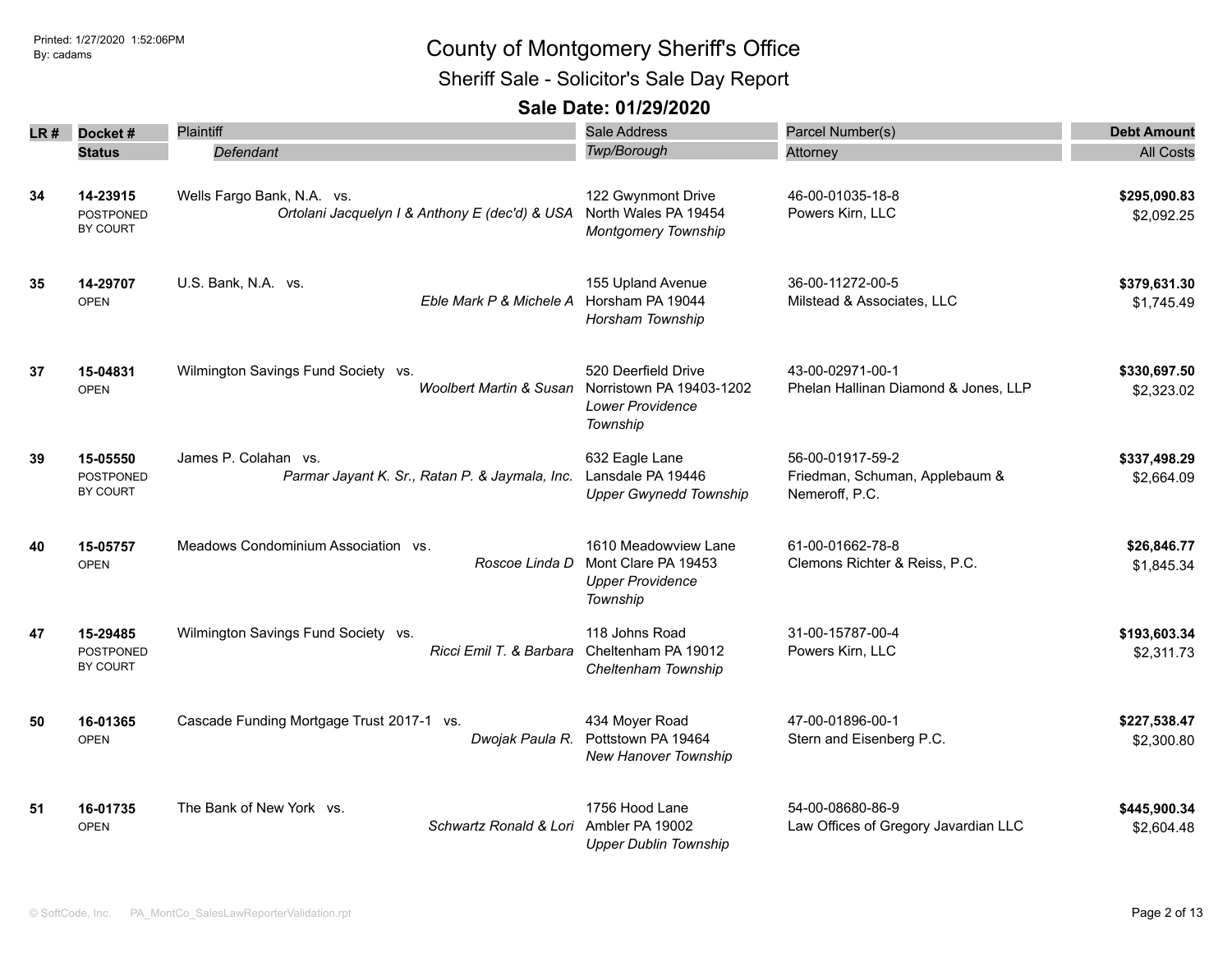# County of Montgomery Sheriff's Office

## Sheriff Sale - Solicitor's Sale Day Report

### Sale Date: 01/29/2020

Printed: 1/27/2020 1:52:06PM
By: cadams

| LR # | Docket # / Status | Plaintiff / Defendant | Sale Address / Twp/Borough | Parcel Number(s) / Attorney | Debt Amount / All Costs |
|---|---|---|---|---|---|
| 34 | **14-23915** POSTPONED BY COURT | Wells Fargo Bank, N.A. vs. *Ortolani Jacquelyn I & Anthony E (dec'd) & USA* | 122 Gwynmont Drive North Wales PA 19454 *Montgomery Township* | 46-00-01035-18-8 Powers Kirn, LLC | **$295,090.83** $2,092.25 |
| 35 | **14-29707** OPEN | U.S. Bank, N.A. vs. *Eble Mark P & Michele A* | 155 Upland Avenue Horsham PA 19044 *Horsham Township* | 36-00-11272-00-5 Milstead & Associates, LLC | **$379,631.30** $1,745.49 |
| 37 | **15-04831** OPEN | Wilmington Savings Fund Society vs. *Woolbert Martin & Susan* | 520 Deerfield Drive Norristown PA 19403-1202 *Lower Providence Township* | 43-00-02971-00-1 Phelan Hallinan Diamond & Jones, LLP | **$330,697.50** $2,323.02 |
| 39 | **15-05550** POSTPONED BY COURT | James P. Colahan vs. *Parmar Jayant K. Sr., Ratan P. & Jaymala, Inc.* | 632 Eagle Lane Lansdale PA 19446 *Upper Gwynedd Township* | 56-00-01917-59-2 Friedman, Schuman, Applebaum & Nemeroff, P.C. | **$337,498.29** $2,664.09 |
| 40 | **15-05757** OPEN | Meadows Condominium Association vs. *Roscoe Linda D* | 1610 Meadowview Lane Mont Clare PA 19453 *Upper Providence Township* | 61-00-01662-78-8 Clemons Richter & Reiss, P.C. | **$26,846.77** $1,845.34 |
| 47 | **15-29485** POSTPONED BY COURT | Wilmington Savings Fund Society vs. *Ricci Emil T. & Barbara* | 118 Johns Road Cheltenham PA 19012 *Cheltenham Township* | 31-00-15787-00-4 Powers Kirn, LLC | **$193,603.34** $2,311.73 |
| 50 | **16-01365** OPEN | Cascade Funding Mortgage Trust 2017-1 vs. *Dwojak Paula R.* | 434 Moyer Road Pottstown PA 19464 *New Hanover Township* | 47-00-01896-00-1 Stern and Eisenberg P.C. | **$227,538.47** $2,300.80 |
| 51 | **16-01735** OPEN | The Bank of New York vs. *Schwartz Ronald & Lori* | 1756 Hood Lane Ambler PA 19002 *Upper Dublin Township* | 54-00-08680-86-9 Law Offices of Gregory Javardian LLC | **$445,900.34** $2,604.48 |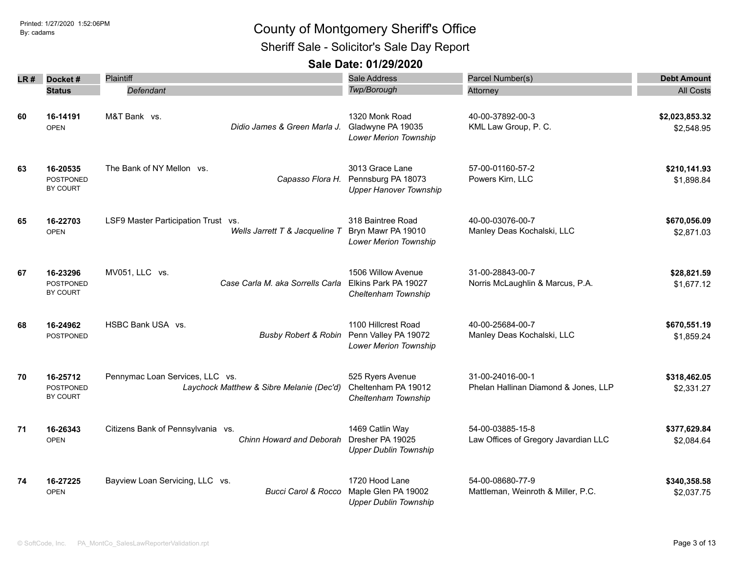# County of Montgomery Sheriff's Office

## Sheriff Sale - Solicitor's Sale Day Report

### Sale Date: 01/29/2020

| LR # | Docket # / Status | Plaintiff / Defendant | Sale Address / Twp/Borough | Parcel Number(s) / Attorney | Debt Amount / All Costs |
|---|---|---|---|---|---|
| 60 | 16-14191 OPEN | M&T Bank vs. *Didio James & Green Marla J.* | 1320 Monk Road Gladwyne PA 19035 *Lower Merion Township* | 40-00-37892-00-3 KML Law Group, P. C. | **$2,023,853.32** $2,548.95 |
| 63 | 16-20535 POSTPONED BY COURT | The Bank of NY Mellon vs. *Capasso Flora H.* | 3013 Grace Lane Pennsburg PA 18073 *Upper Hanover Township* | 57-00-01160-57-2 Powers Kirn, LLC | **$210,141.93** $1,898.84 |
| 65 | 16-22703 OPEN | LSF9 Master Participation Trust vs. *Wells Jarrett T & Jacqueline T* | 318 Baintree Road Bryn Mawr PA 19010 *Lower Merion Township* | 40-00-03076-00-7 Manley Deas Kochalski, LLC | **$670,056.09** $2,871.03 |
| 67 | 16-23296 POSTPONED BY COURT | MV051, LLC vs. *Case Carla M. aka Sorrells Carla* | 1506 Willow Avenue Elkins Park PA 19027 *Cheltenham Township* | 31-00-28843-00-7 Norris McLaughlin & Marcus, P.A. | **$28,821.59** $1,677.12 |
| 68 | 16-24962 POSTPONED | HSBC Bank USA vs. *Busby Robert & Robin* | 1100 Hillcrest Road Penn Valley PA 19072 *Lower Merion Township* | 40-00-25684-00-7 Manley Deas Kochalski, LLC | **$670,551.19** $1,859.24 |
| 70 | 16-25712 POSTPONED BY COURT | Pennymac Loan Services, LLC vs. *Laychock Matthew & Sibre Melanie (Dec'd)* | 525 Ryers Avenue Cheltenham PA 19012 *Cheltenham Township* | 31-00-24016-00-1 Phelan Hallinan Diamond & Jones, LLP | **$318,462.05** $2,331.27 |
| 71 | 16-26343 OPEN | Citizens Bank of Pennsylvania vs. *Chinn Howard and Deborah* | 1469 Catlin Way Dresher PA 19025 *Upper Dublin Township* | 54-00-03885-15-8 Law Offices of Gregory Javardian LLC | **$377,629.84** $2,084.64 |
| 74 | 16-27225 OPEN | Bayview Loan Servicing, LLC vs. *Bucci Carol & Rocco* | 1720 Hood Lane Maple Glen PA 19002 *Upper Dublin Township* | 54-00-08680-77-9 Mattleman, Weinroth & Miller, P.C. | **$340,358.58** $2,037.75 |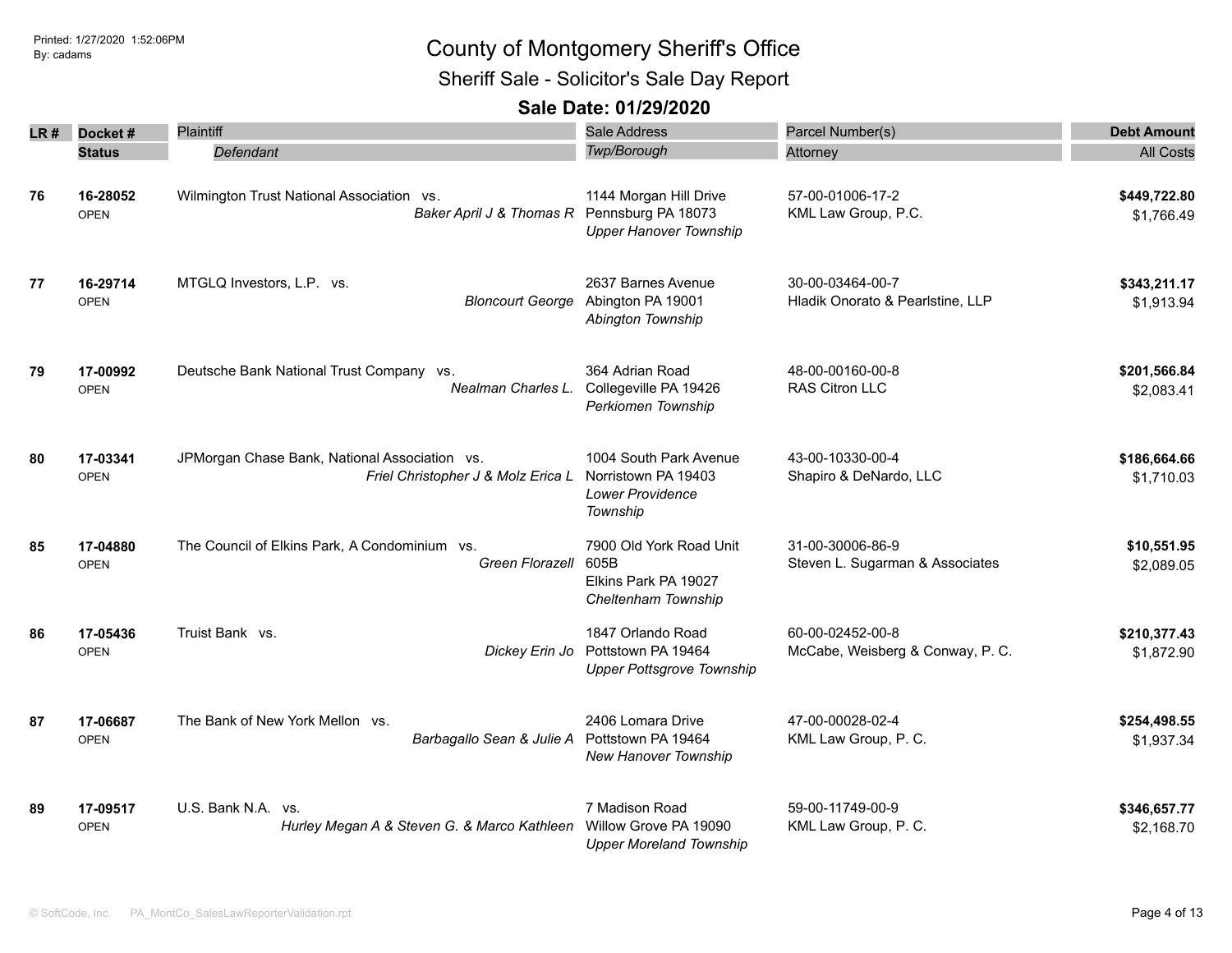# County of Montgomery Sheriff's Office

## Sheriff Sale - Solicitor's Sale Day Report

### Sale Date: 01/29/2020

| LR # | Docket # / Status | Plaintiff / Defendant | Sale Address / Twp/Borough | Parcel Number(s) / Attorney | Debt Amount / All Costs |
|---|---|---|---|---|---|
| 76 | **16-28052** OPEN | Wilmington Trust National Association vs. *Baker April J & Thomas R* | 1144 Morgan Hill Drive Pennsburg PA 18073 *Upper Hanover Township* | 57-00-01006-17-2 KML Law Group, P.C. | **$449,722.80** $1,766.49 |
| 77 | **16-29714** OPEN | MTGLQ Investors, L.P. vs. *Bloncourt George* | 2637 Barnes Avenue Abington PA 19001 *Abington Township* | 30-00-03464-00-7 Hladik Onorato & Pearlstine, LLP | **$343,211.17** $1,913.94 |
| 79 | **17-00992** OPEN | Deutsche Bank National Trust Company vs. *Nealman Charles L.* | 364 Adrian Road Collegeville PA 19426 *Perkiomen Township* | 48-00-00160-00-8 RAS Citron LLC | **$201,566.84** $2,083.41 |
| 80 | **17-03341** OPEN | JPMorgan Chase Bank, National Association vs. *Friel Christopher J & Molz Erica L* | 1004 South Park Avenue Norristown PA 19403 *Lower Providence Township* | 43-00-10330-00-4 Shapiro & DeNardo, LLC | **$186,664.66** $1,710.03 |
| 85 | **17-04880** OPEN | The Council of Elkins Park, A Condominium vs. *Green Florazell* | 7900 Old York Road Unit 605B Elkins Park PA 19027 *Cheltenham Township* | 31-00-30006-86-9 Steven L. Sugarman & Associates | **$10,551.95** $2,089.05 |
| 86 | **17-05436** OPEN | Truist Bank vs. *Dickey Erin Jo* | 1847 Orlando Road Pottstown PA 19464 *Upper Pottsgrove Township* | 60-00-02452-00-8 McCabe, Weisberg & Conway, P. C. | **$210,377.43** $1,872.90 |
| 87 | **17-06687** OPEN | The Bank of New York Mellon vs. *Barbagallo Sean & Julie A* | 2406 Lomara Drive Pottstown PA 19464 *New Hanover Township* | 47-00-00028-02-4 KML Law Group, P. C. | **$254,498.55** $1,937.34 |
| 89 | **17-09517** OPEN | U.S. Bank N.A. vs. *Hurley Megan A & Steven G. & Marco Kathleen* | 7 Madison Road Willow Grove PA 19090 *Upper Moreland Township* | 59-00-11749-00-9 KML Law Group, P. C. | **$346,657.77** $2,168.70 |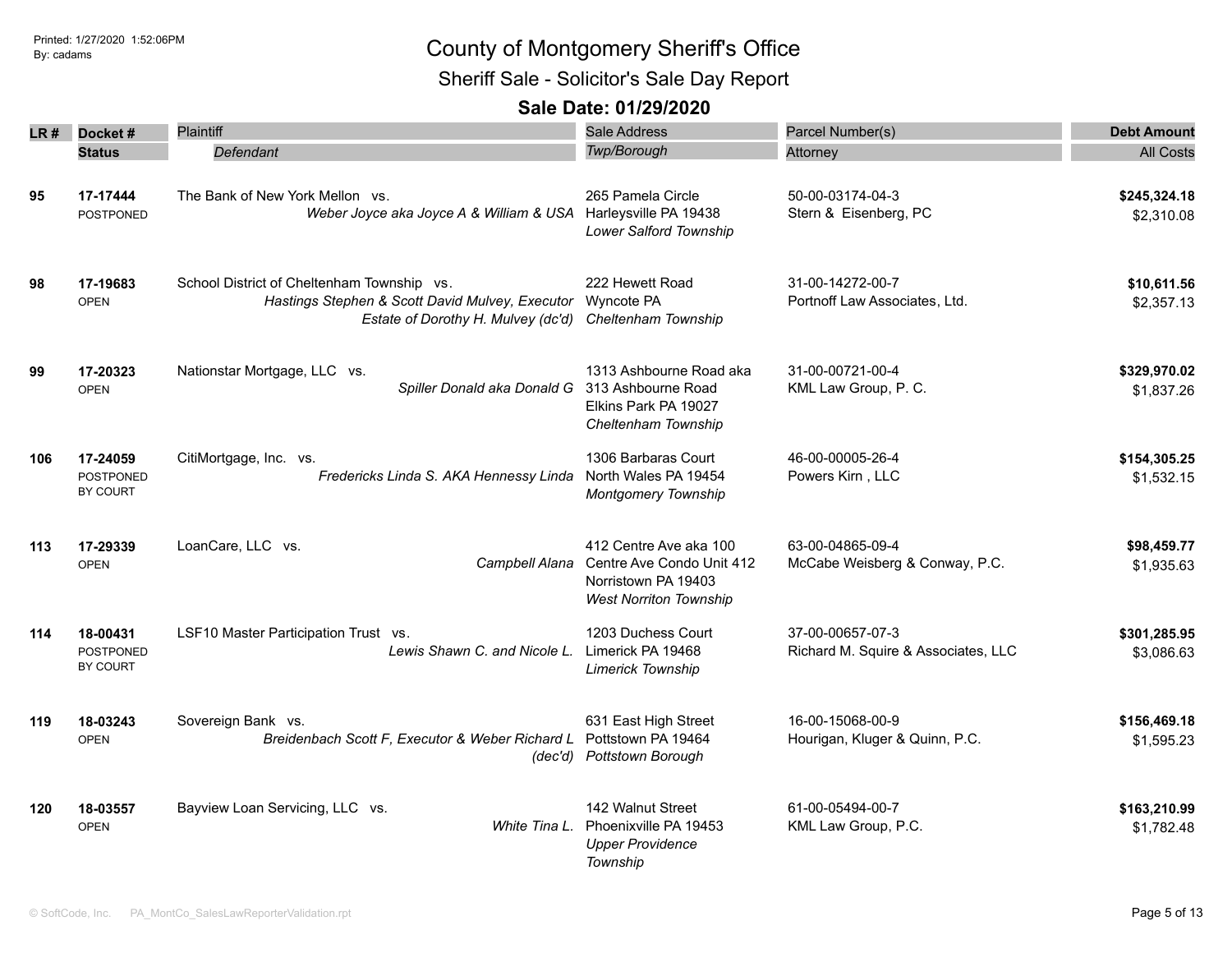# County of Montgomery Sheriff's Office

## Sheriff Sale - Solicitor's Sale Day Report

### Sale Date: 01/29/2020

| LR # | Docket # / Status | Plaintiff / *Defendant* | Sale Address / *Twp/Borough* | Parcel Number(s) / Attorney | Debt Amount / All Costs |
|---|---|---|---|---|---|
| 95 | 17-17444 POSTPONED | The Bank of New York Mellon vs. *Weber Joyce aka Joyce A & William & USA* | 265 Pamela Circle Harleysville PA 19438 *Lower Salford Township* | 50-00-03174-04-3 Stern & Eisenberg, PC | **$245,324.18** $2,310.08 |
| 98 | 17-19683 OPEN | School District of Cheltenham Township vs. *Hastings Stephen & Scott David Mulvey, Executor Estate of Dorothy H. Mulvey (dc'd)* | 222 Hewett Road Wyncote PA *Cheltenham Township* | 31-00-14272-00-7 Portnoff Law Associates, Ltd. | **$10,611.56** $2,357.13 |
| 99 | 17-20323 OPEN | Nationstar Mortgage, LLC vs. *Spiller Donald aka Donald G* | 1313 Ashbourne Road aka 313 Ashbourne Road Elkins Park PA 19027 *Cheltenham Township* | 31-00-00721-00-4 KML Law Group, P. C. | **$329,970.02** $1,837.26 |
| 106 | 17-24059 POSTPONED BY COURT | CitiMortgage, Inc. vs. *Fredericks Linda S. AKA Hennessy Linda* | 1306 Barbaras Court North Wales PA 19454 *Montgomery Township* | 46-00-00005-26-4 Powers Kirn , LLC | **$154,305.25** $1,532.15 |
| 113 | 17-29339 OPEN | LoanCare, LLC vs. *Campbell Alana* | 412 Centre Ave aka 100 Centre Ave Condo Unit 412 Norristown PA 19403 *West Norriton Township* | 63-00-04865-09-4 McCabe Weisberg & Conway, P.C. | **$98,459.77** $1,935.63 |
| 114 | 18-00431 POSTPONED BY COURT | LSF10 Master Participation Trust vs. *Lewis Shawn C. and Nicole L.* | 1203 Duchess Court Limerick PA 19468 *Limerick Township* | 37-00-00657-07-3 Richard M. Squire & Associates, LLC | **$301,285.95** $3,086.63 |
| 119 | 18-03243 OPEN | Sovereign Bank vs. *Breidenbach Scott F, Executor & Weber Richard L (dec'd)* | 631 East High Street Pottstown PA 19464 *Pottstown Borough* | 16-00-15068-00-9 Hourigan, Kluger & Quinn, P.C. | **$156,469.18** $1,595.23 |
| 120 | 18-03557 OPEN | Bayview Loan Servicing, LLC vs. *White Tina L.* | 142 Walnut Street Phoenixville PA 19453 *Upper Providence Township* | 61-00-05494-00-7 KML Law Group, P.C. | **$163,210.99** $1,782.48 |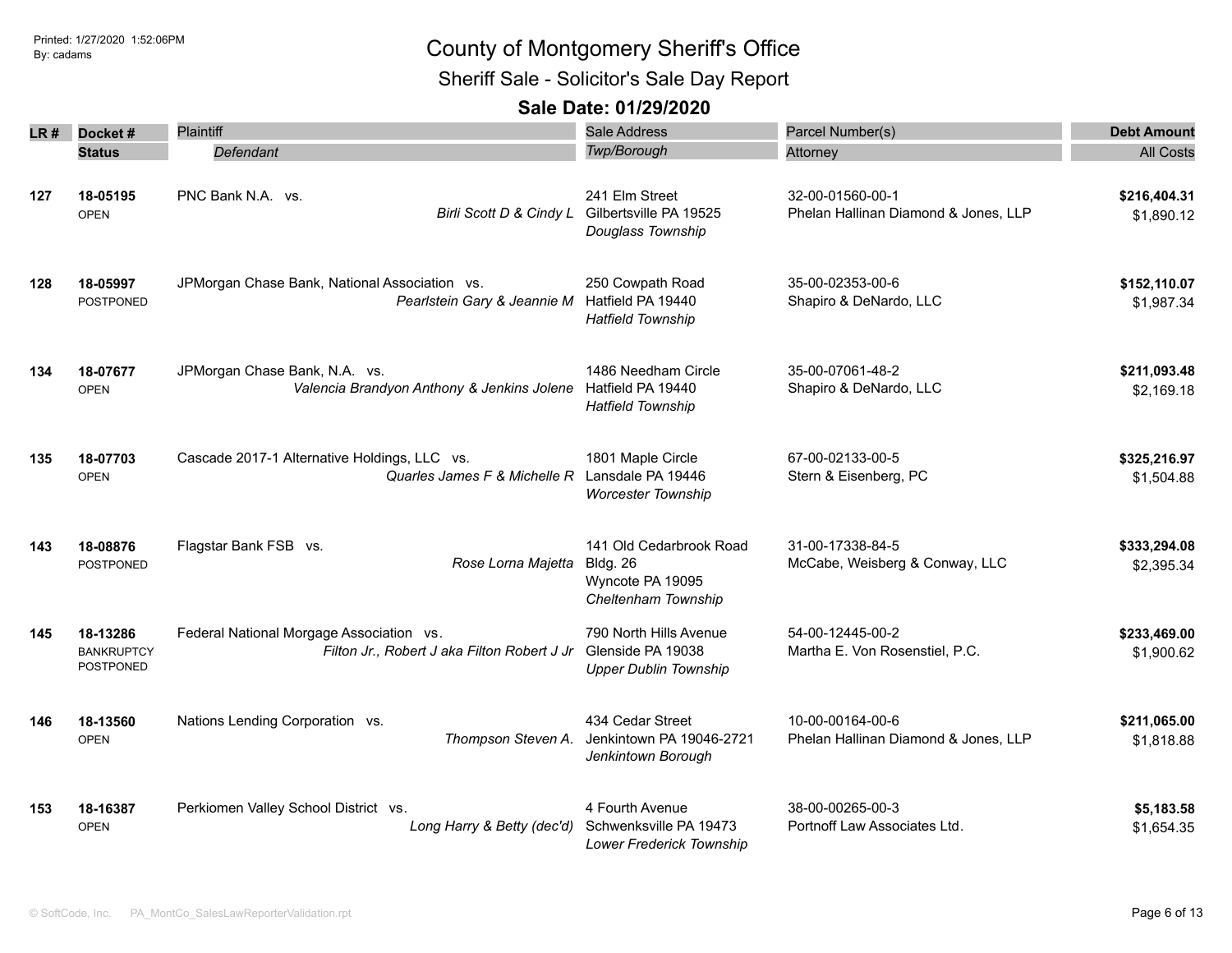# County of Montgomery Sheriff's Office

## Sheriff Sale - Solicitor's Sale Day Report

### Sale Date: 01/29/2020

| LR # | Docket # / Status | Plaintiff / *Defendant* | Sale Address / *Twp/Borough* | Parcel Number(s) / Attorney | Debt Amount / All Costs |
|---|---|---|---|---|---|
| 127 | **18-05195** OPEN | PNC Bank N.A. vs. *Birli Scott D & Cindy L* | 241 Elm Street Gilbertsville PA 19525 *Douglass Township* | 32-00-01560-00-1 Phelan Hallinan Diamond & Jones, LLP | **$216,404.31** $1,890.12 |
| 128 | **18-05997** POSTPONED | JPMorgan Chase Bank, National Association vs. *Pearlstein Gary & Jeannie M* | 250 Cowpath Road Hatfield PA 19440 *Hatfield Township* | 35-00-02353-00-6 Shapiro & DeNardo, LLC | **$152,110.07** $1,987.34 |
| 134 | **18-07677** OPEN | JPMorgan Chase Bank, N.A. vs. *Valencia Brandyon Anthony & Jenkins Jolene* | 1486 Needham Circle Hatfield PA 19440 *Hatfield Township* | 35-00-07061-48-2 Shapiro & DeNardo, LLC | **$211,093.48** $2,169.18 |
| 135 | **18-07703** OPEN | Cascade 2017-1 Alternative Holdings, LLC vs. *Quarles James F & Michelle R* | 1801 Maple Circle Lansdale PA 19446 *Worcester Township* | 67-00-02133-00-5 Stern & Eisenberg, PC | **$325,216.97** $1,504.88 |
| 143 | **18-08876** POSTPONED | Flagstar Bank FSB vs. *Rose Lorna Majetta* | 141 Old Cedarbrook Road Bldg. 26 Wyncote PA 19095 *Cheltenham Township* | 31-00-17338-84-5 McCabe, Weisberg & Conway, LLC | **$333,294.08** $2,395.34 |
| 145 | **18-13286** BANKRUPTCY POSTPONED | Federal National Morgage Association vs. *Filton Jr., Robert J aka Filton Robert J Jr* | 790 North Hills Avenue Glenside PA 19038 *Upper Dublin Township* | 54-00-12445-00-2 Martha E. Von Rosenstiel, P.C. | **$233,469.00** $1,900.62 |
| 146 | **18-13560** OPEN | Nations Lending Corporation vs. *Thompson Steven A.* | 434 Cedar Street Jenkintown PA 19046-2721 *Jenkintown Borough* | 10-00-00164-00-6 Phelan Hallinan Diamond & Jones, LLP | **$211,065.00** $1,818.88 |
| 153 | **18-16387** OPEN | Perkiomen Valley School District vs. *Long Harry & Betty (dec'd)* | 4 Fourth Avenue Schwenksville PA 19473 *Lower Frederick Township* | 38-00-00265-00-3 Portnoff Law Associates Ltd. | **$5,183.58** $1,654.35 |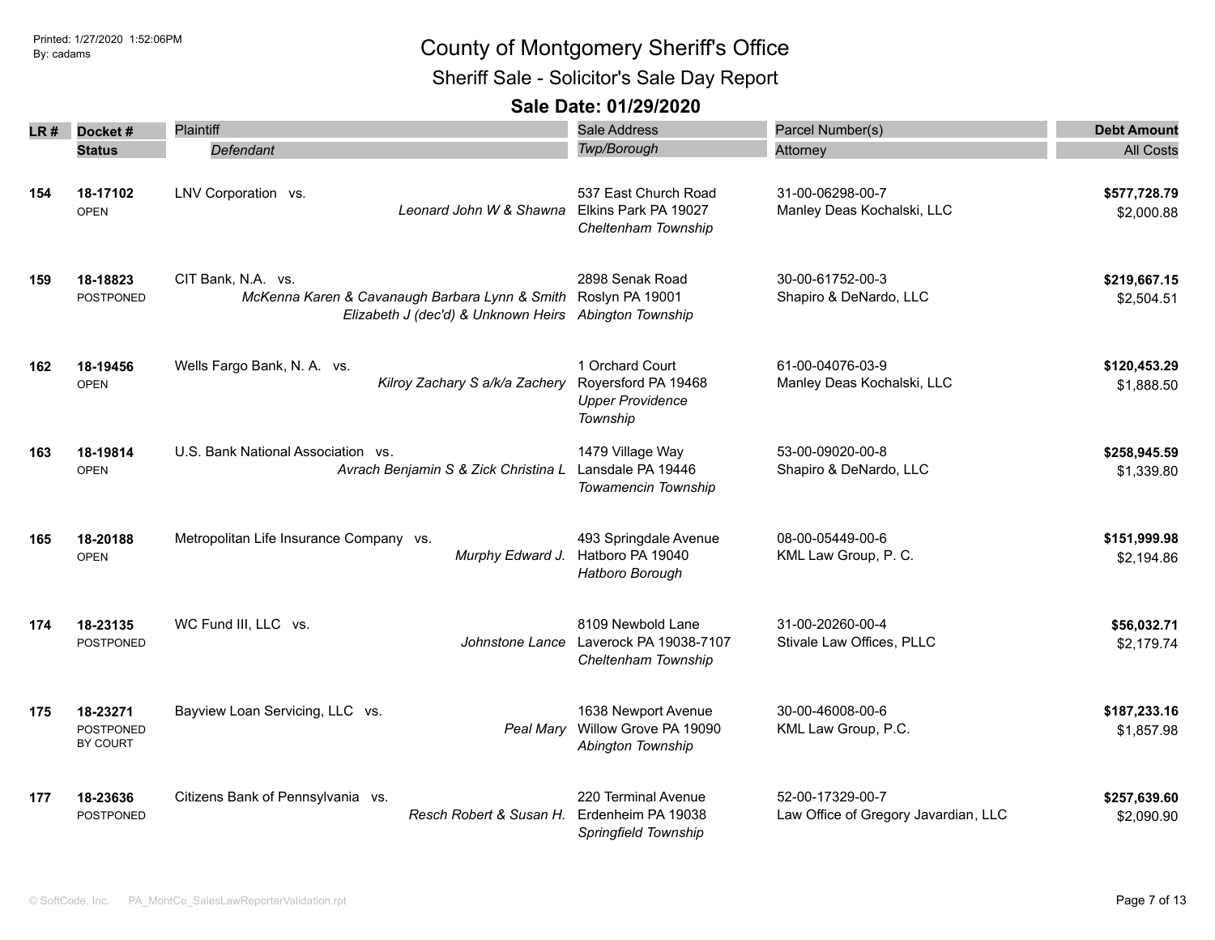# County of Montgomery Sheriff's Office

## Sheriff Sale - Solicitor's Sale Day Report

### Sale Date: 01/29/2020

| LR # | Docket # / Status | Plaintiff / *Defendant* | Sale Address / *Twp/Borough* | Parcel Number(s) / Attorney | Debt Amount / All Costs |
|---|---|---|---|---|---|
| 154 | 18-17102 OPEN | LNV Corporation vs. *Leonard John W & Shawna* | 537 East Church Road Elkins Park PA 19027 *Cheltenham Township* | 31-00-06298-00-7 Manley Deas Kochalski, LLC | **$577,728.79** $2,000.88 |
| 159 | 18-18823 POSTPONED | CIT Bank, N.A. vs. *McKenna Karen & Cavanaugh Barbara Lynn & Smith Elizabeth J (dec'd) & Unknown Heirs* | 2898 Senak Road Roslyn PA 19001 *Abington Township* | 30-00-61752-00-3 Shapiro & DeNardo, LLC | **$219,667.15** $2,504.51 |
| 162 | 18-19456 OPEN | Wells Fargo Bank, N. A. vs. *Kilroy Zachary S a/k/a Zachery* | 1 Orchard Court Royersford PA 19468 *Upper Providence Township* | 61-00-04076-03-9 Manley Deas Kochalski, LLC | **$120,453.29** $1,888.50 |
| 163 | 18-19814 OPEN | U.S. Bank National Association vs. *Avrach Benjamin S & Zick Christina L* | 1479 Village Way Lansdale PA 19446 *Towamencin Township* | 53-00-09020-00-8 Shapiro & DeNardo, LLC | **$258,945.59** $1,339.80 |
| 165 | 18-20188 OPEN | Metropolitan Life Insurance Company vs. *Murphy Edward J.* | 493 Springdale Avenue Hatboro PA 19040 *Hatboro Borough* | 08-00-05449-00-6 KML Law Group, P. C. | **$151,999.98** $2,194.86 |
| 174 | 18-23135 POSTPONED | WC Fund III, LLC vs. *Johnstone Lance* | 8109 Newbold Lane Laverock PA 19038-7107 *Cheltenham Township* | 31-00-20260-00-4 Stivale Law Offices, PLLC | **$56,032.71** $2,179.74 |
| 175 | 18-23271 POSTPONED BY COURT | Bayview Loan Servicing, LLC vs. *Peal Mary* | 1638 Newport Avenue Willow Grove PA 19090 *Abington Township* | 30-00-46008-00-6 KML Law Group, P.C. | **$187,233.16** $1,857.98 |
| 177 | 18-23636 POSTPONED | Citizens Bank of Pennsylvania vs. *Resch Robert & Susan H.* | 220 Terminal Avenue Erdenheim PA 19038 *Springfield Township* | 52-00-17329-00-7 Law Office of Gregory Javardian, LLC | **$257,639.60** $2,090.90 |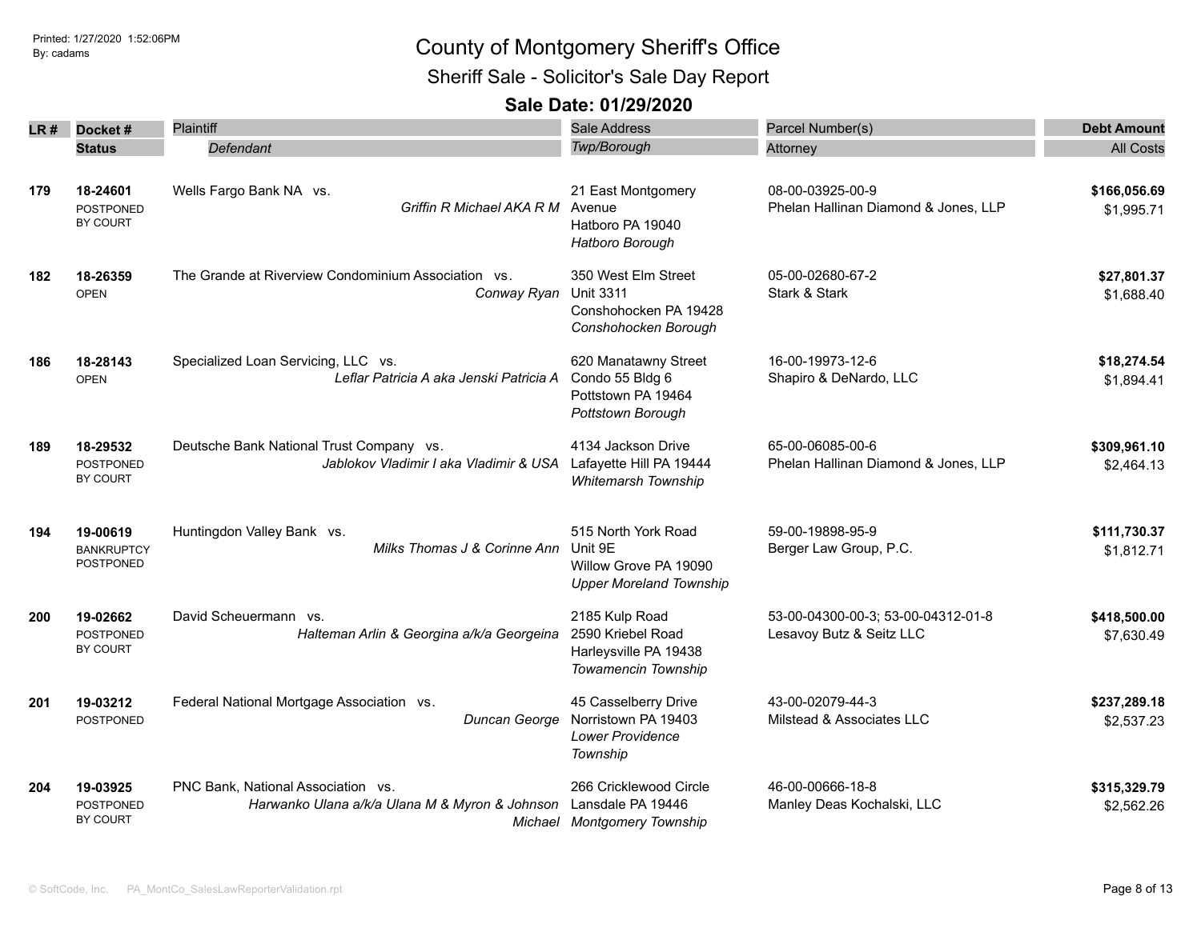# County of Montgomery Sheriff's Office

## Sheriff Sale - Solicitor's Sale Day Report

### Sale Date: 01/29/2020

| LR # | Docket # / Status | Plaintiff / Defendant | Sale Address / Twp/Borough | Parcel Number(s) / Attorney | Debt Amount / All Costs |
|---|---|---|---|---|---|
| 179 | **18-24601** POSTPONED BY COURT | Wells Fargo Bank NA vs. *Griffin R Michael AKA R M* | 21 East Montgomery Avenue Hatboro PA 19040 *Hatboro Borough* | 08-00-03925-00-9 Phelan Hallinan Diamond & Jones, LLP | **$166,056.69** $1,995.71 |
| 182 | **18-26359** OPEN | The Grande at Riverview Condominium Association vs. *Conway Ryan* | 350 West Elm Street Unit 3311 Conshohocken PA 19428 *Conshohocken Borough* | 05-00-02680-67-2 Stark & Stark | **$27,801.37** $1,688.40 |
| 186 | **18-28143** OPEN | Specialized Loan Servicing, LLC vs. *Leflar Patricia A aka Jenski Patricia A* | 620 Manatawny Street Condo 55 Bldg 6 Pottstown PA 19464 *Pottstown Borough* | 16-00-19973-12-6 Shapiro & DeNardo, LLC | **$18,274.54** $1,894.41 |
| 189 | **18-29532** POSTPONED BY COURT | Deutsche Bank National Trust Company vs. *Jablokov Vladimir I aka Vladimir & USA* | 4134 Jackson Drive Lafayette Hill PA 19444 *Whitemarsh Township* | 65-00-06085-00-6 Phelan Hallinan Diamond & Jones, LLP | **$309,961.10** $2,464.13 |
| 194 | **19-00619** BANKRUPTCY POSTPONED | Huntingdon Valley Bank vs. *Milks Thomas J & Corinne Ann* | 515 North York Road Unit 9E Willow Grove PA 19090 *Upper Moreland Township* | 59-00-19898-95-9 Berger Law Group, P.C. | **$111,730.37** $1,812.71 |
| 200 | **19-02662** POSTPONED BY COURT | David Scheuermann vs. *Halteman Arlin & Georgina a/k/a Georgeina* | 2185 Kulp Road 2590 Kriebel Road Harleysville PA 19438 *Towamencin Township* | 53-00-04300-00-3; 53-00-04312-01-8 Lesavoy Butz & Seitz LLC | **$418,500.00** $7,630.49 |
| 201 | **19-03212** POSTPONED | Federal National Mortgage Association vs. *Duncan George* | 45 Casselberry Drive Norristown PA 19403 *Lower Providence Township* | 43-00-02079-44-3 Milstead & Associates LLC | **$237,289.18** $2,537.23 |
| 204 | **19-03925** POSTPONED BY COURT | PNC Bank, National Association vs. *Harwanko Ulana a/k/a Ulana M & Myron & Johnson Michael* | 266 Cricklewood Circle Lansdale PA 19446 *Montgomery Township* | 46-00-00666-18-8 Manley Deas Kochalski, LLC | **$315,329.79** $2,562.26 |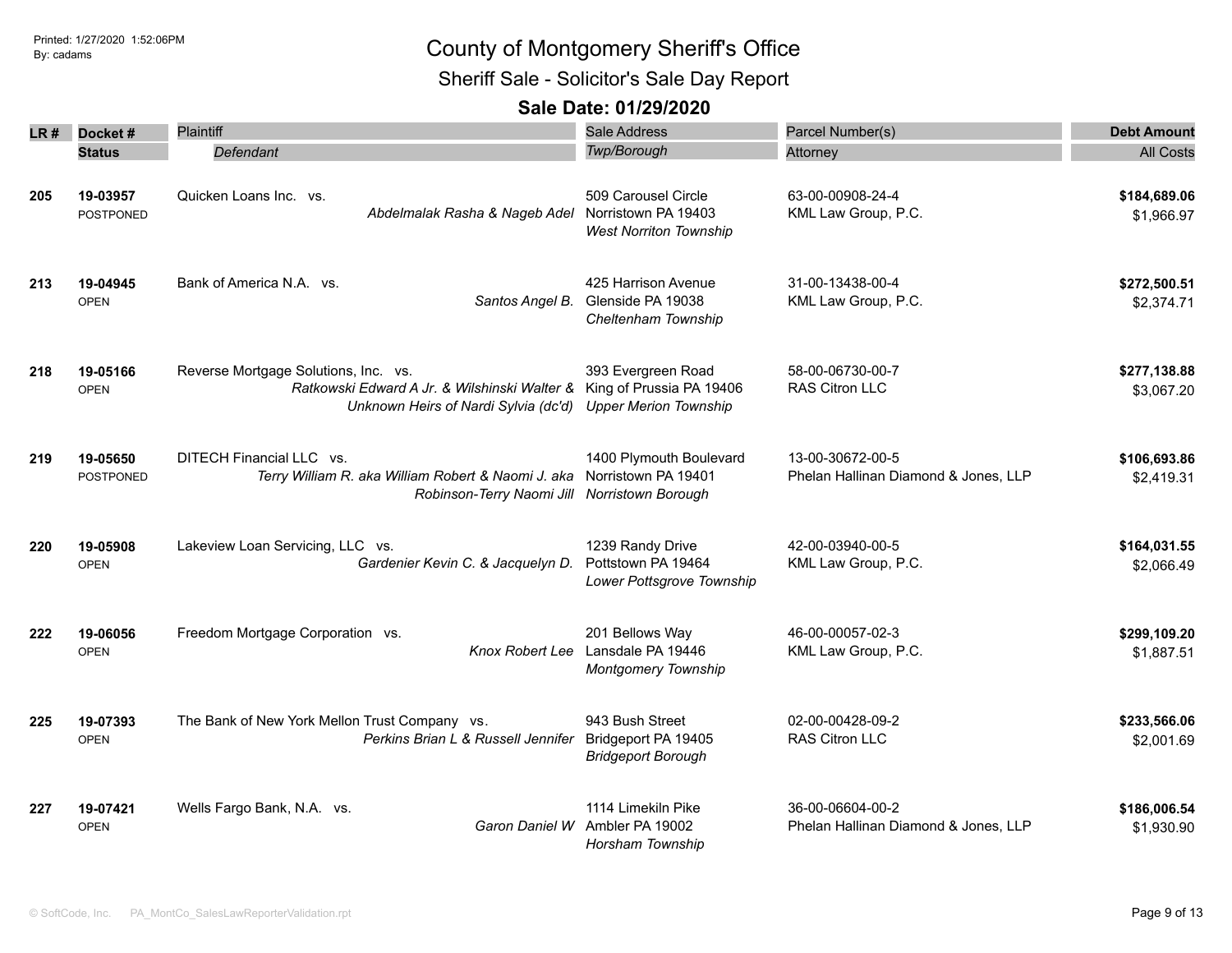# County of Montgomery Sheriff's Office

## Sheriff Sale - Solicitor's Sale Day Report

### Sale Date: 01/29/2020

| LR # | Docket # / Status | Plaintiff / Defendant | Sale Address / Twp/Borough | Parcel Number(s) / Attorney | Debt Amount / All Costs |
|---|---|---|---|---|---|
| 205 | **19-03957** POSTPONED | Quicken Loans Inc. vs. *Abdelmalak Rasha & Nageb Adel* | 509 Carousel Circle Norristown PA 19403 *West Norriton Township* | 63-00-00908-24-4 KML Law Group, P.C. | **$184,689.06** $1,966.97 |
| 213 | **19-04945** OPEN | Bank of America N.A. vs. *Santos Angel B.* | 425 Harrison Avenue Glenside PA 19038 *Cheltenham Township* | 31-00-13438-00-4 KML Law Group, P.C. | **$272,500.51** $2,374.71 |
| 218 | **19-05166** OPEN | Reverse Mortgage Solutions, Inc. vs. *Ratkowski Edward A Jr. & Wilshinski Walter & Unknown Heirs of Nardi Sylvia (dc'd)* | 393 Evergreen Road King of Prussia PA 19406 *Upper Merion Township* | 58-00-06730-00-7 RAS Citron LLC | **$277,138.88** $3,067.20 |
| 219 | **19-05650** POSTPONED | DITECH Financial LLC vs. *Terry William R. aka William Robert & Naomi J. aka Robinson-Terry Naomi Jill* | 1400 Plymouth Boulevard Norristown PA 19401 *Norristown Borough* | 13-00-30672-00-5 Phelan Hallinan Diamond & Jones, LLP | **$106,693.86** $2,419.31 |
| 220 | **19-05908** OPEN | Lakeview Loan Servicing, LLC vs. *Gardenier Kevin C. & Jacquelyn D.* | 1239 Randy Drive Pottstown PA 19464 *Lower Pottsgrove Township* | 42-00-03940-00-5 KML Law Group, P.C. | **$164,031.55** $2,066.49 |
| 222 | **19-06056** OPEN | Freedom Mortgage Corporation vs. *Knox Robert Lee* | 201 Bellows Way Lansdale PA 19446 *Montgomery Township* | 46-00-00057-02-3 KML Law Group, P.C. | **$299,109.20** $1,887.51 |
| 225 | **19-07393** OPEN | The Bank of New York Mellon Trust Company vs. *Perkins Brian L & Russell Jennifer* | 943 Bush Street Bridgeport PA 19405 *Bridgeport Borough* | 02-00-00428-09-2 RAS Citron LLC | **$233,566.06** $2,001.69 |
| 227 | **19-07421** OPEN | Wells Fargo Bank, N.A. vs. *Garon Daniel W* | 1114 Limekiln Pike Ambler PA 19002 *Horsham Township* | 36-00-06604-00-2 Phelan Hallinan Diamond & Jones, LLP | **$186,006.54** $1,930.90 |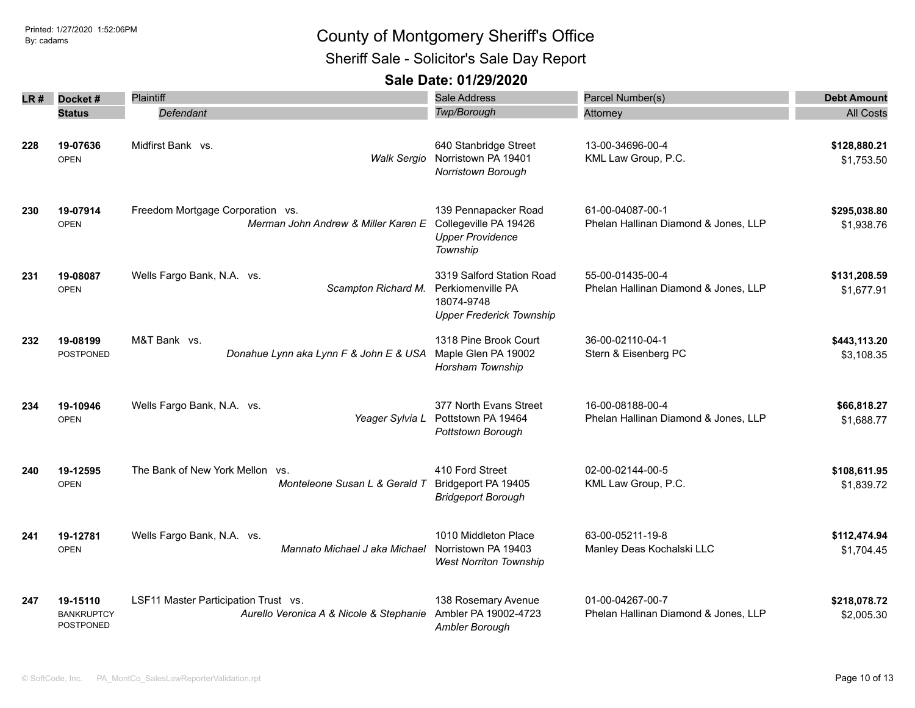# County of Montgomery Sheriff's Office

## Sheriff Sale - Solicitor's Sale Day Report

### Sale Date: 01/29/2020

| LR # | Docket # / Status | Plaintiff / *Defendant* | Sale Address / *Twp/Borough* | Parcel Number(s) / Attorney | Debt Amount / All Costs |
|---|---|---|---|---|---|
| **228** | **19-07636** OPEN | Midfirst Bank vs. *Walk Sergio* | 640 Stanbridge Street Norristown PA 19401 *Norristown Borough* | 13-00-34696-00-4 KML Law Group, P.C. | **$128,880.21** $1,753.50 |
| **230** | **19-07914** OPEN | Freedom Mortgage Corporation vs. *Merman John Andrew & Miller Karen E* | 139 Pennapacker Road Collegeville PA 19426 *Upper Providence Township* | 61-00-04087-00-1 Phelan Hallinan Diamond & Jones, LLP | **$295,038.80** $1,938.76 |
| **231** | **19-08087** OPEN | Wells Fargo Bank, N.A. vs. *Scampton Richard M.* | 3319 Salford Station Road Perkiomenville PA 18074-9748 *Upper Frederick Township* | 55-00-01435-00-4 Phelan Hallinan Diamond & Jones, LLP | **$131,208.59** $1,677.91 |
| **232** | **19-08199** POSTPONED | M&T Bank vs. *Donahue Lynn aka Lynn F & John E & USA* | 1318 Pine Brook Court Maple Glen PA 19002 *Horsham Township* | 36-00-02110-04-1 Stern & Eisenberg PC | **$443,113.20** $3,108.35 |
| **234** | **19-10946** OPEN | Wells Fargo Bank, N.A. vs. *Yeager Sylvia L* | 377 North Evans Street Pottstown PA 19464 *Pottstown Borough* | 16-00-08188-00-4 Phelan Hallinan Diamond & Jones, LLP | **$66,818.27** $1,688.77 |
| **240** | **19-12595** OPEN | The Bank of New York Mellon vs. *Monteleone Susan L & Gerald T* | 410 Ford Street Bridgeport PA 19405 *Bridgeport Borough* | 02-00-02144-00-5 KML Law Group, P.C. | **$108,611.95** $1,839.72 |
| **241** | **19-12781** OPEN | Wells Fargo Bank, N.A. vs. *Mannato Michael J aka Michael* | 1010 Middleton Place Norristown PA 19403 *West Norriton Township* | 63-00-05211-19-8 Manley Deas Kochalski LLC | **$112,474.94** $1,704.45 |
| **247** | **19-15110** BANKRUPTCY POSTPONED | LSF11 Master Participation Trust vs. *Aurello Veronica A & Nicole & Stephanie* | 138 Rosemary Avenue Ambler PA 19002-4723 *Ambler Borough* | 01-00-04267-00-7 Phelan Hallinan Diamond & Jones, LLP | **$218,078.72** $2,005.30 |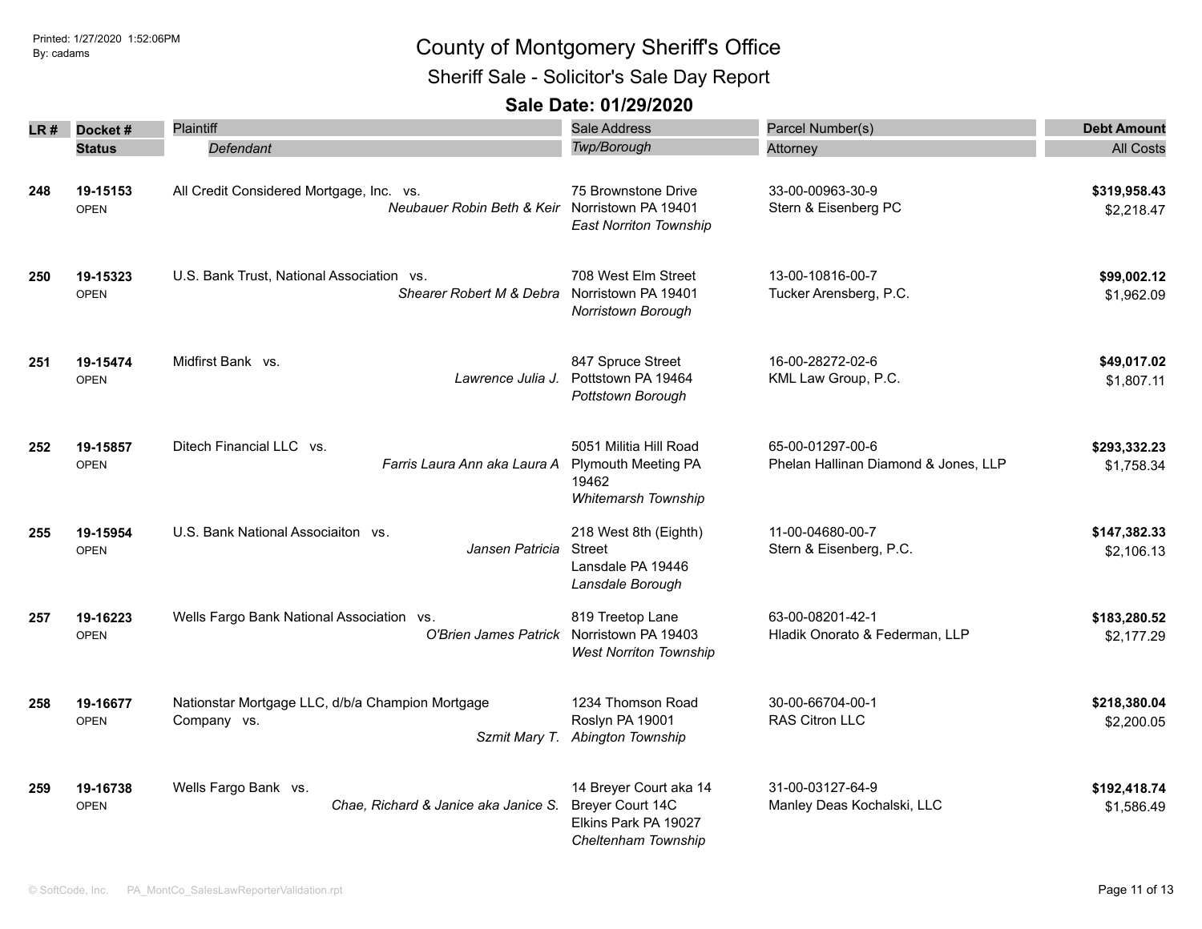# County of Montgomery Sheriff's Office

## Sheriff Sale - Solicitor's Sale Day Report

### Sale Date: 01/29/2020

Printed: 1/27/2020 1:52:06PM
By: cadams

| LR # | Docket # / Status | Plaintiff / Defendant | Sale Address / Twp/Borough | Parcel Number(s) / Attorney | Debt Amount / All Costs |
|---|---|---|---|---|---|
| 248 | **19-15153** OPEN | All Credit Considered Mortgage, Inc. vs. *Neubauer Robin Beth & Keir* | 75 Brownstone Drive Norristown PA 19401 *East Norriton Township* | 33-00-00963-30-9 Stern & Eisenberg PC | **$319,958.43** $2,218.47 |
| 250 | **19-15323** OPEN | U.S. Bank Trust, National Association vs. *Shearer Robert M & Debra* | 708 West Elm Street Norristown PA 19401 *Norristown Borough* | 13-00-10816-00-7 Tucker Arensberg, P.C. | **$99,002.12** $1,962.09 |
| 251 | **19-15474** OPEN | Midfirst Bank vs. *Lawrence Julia J.* | 847 Spruce Street Pottstown PA 19464 *Pottstown Borough* | 16-00-28272-02-6 KML Law Group, P.C. | **$49,017.02** $1,807.11 |
| 252 | **19-15857** OPEN | Ditech Financial LLC vs. *Farris Laura Ann aka Laura A* | 5051 Militia Hill Road Plymouth Meeting PA 19462 *Whitemarsh Township* | 65-00-01297-00-6 Phelan Hallinan Diamond & Jones, LLP | **$293,332.23** $1,758.34 |
| 255 | **19-15954** OPEN | U.S. Bank National Associaiton vs. *Jansen Patricia* | 218 West 8th (Eighth) Street Lansdale PA 19446 *Lansdale Borough* | 11-00-04680-00-7 Stern & Eisenberg, P.C. | **$147,382.33** $2,106.13 |
| 257 | **19-16223** OPEN | Wells Fargo Bank National Association vs. *O'Brien James Patrick* | 819 Treetop Lane Norristown PA 19403 *West Norriton Township* | 63-00-08201-42-1 Hladik Onorato & Federman, LLP | **$183,280.52** $2,177.29 |
| 258 | **19-16677** OPEN | Nationstar Mortgage LLC, d/b/a Champion Mortgage Company vs. *Szmit Mary T.* | 1234 Thomson Road Roslyn PA 19001 *Abington Township* | 30-00-66704-00-1 RAS Citron LLC | **$218,380.04** $2,200.05 |
| 259 | **19-16738** OPEN | Wells Fargo Bank vs. *Chae, Richard & Janice aka Janice S.* | 14 Breyer Court aka 14 Breyer Court 14C Elkins Park PA 19027 *Cheltenham Township* | 31-00-03127-64-9 Manley Deas Kochalski, LLC | **$192,418.74** $1,586.49 |

© SoftCode, Inc. PA_MontCo_SalesLawReporterValidation.rpt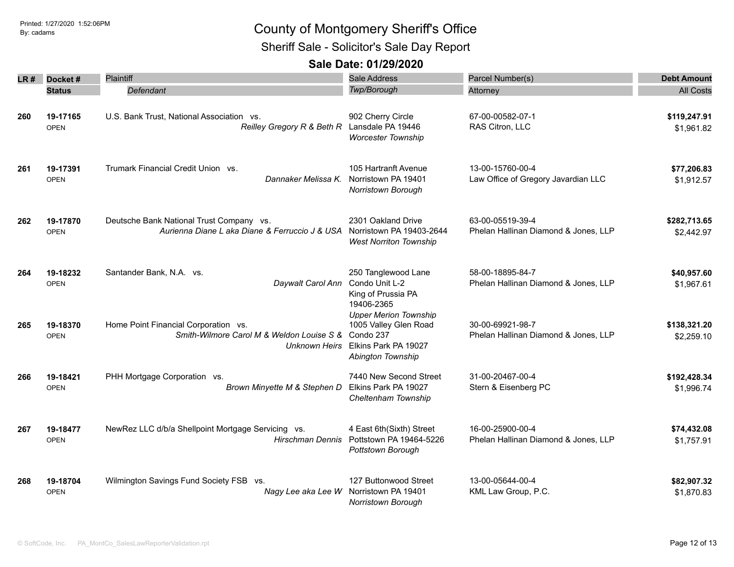# County of Montgomery Sheriff's Office

## Sheriff Sale - Solicitor's Sale Day Report

### Sale Date: 01/29/2020

| LR # | Docket # / Status | Plaintiff / Defendant | Sale Address / Twp/Borough | Parcel Number(s) / Attorney | Debt Amount / All Costs |
|---|---|---|---|---|---|
| **260** | **19-17165** OPEN | U.S. Bank Trust, National Association vs. *Reilley Gregory R & Beth R* | 902 Cherry Circle Lansdale PA 19446 *Worcester Township* | 67-00-00582-07-1 RAS Citron, LLC | **$119,247.91** $1,961.82 |
| **261** | **19-17391** OPEN | Trumark Financial Credit Union vs. *Dannaker Melissa K.* | 105 Hartranft Avenue Norristown PA 19401 *Norristown Borough* | 13-00-15760-00-4 Law Office of Gregory Javardian LLC | **$77,206.83** $1,912.57 |
| **262** | **19-17870** OPEN | Deutsche Bank National Trust Company vs. *Aurienna Diane L aka Diane & Ferruccio J & USA* | 2301 Oakland Drive Norristown PA 19403-2644 *West Norriton Township* | 63-00-05519-39-4 Phelan Hallinan Diamond & Jones, LLP | **$282,713.65** $2,442.97 |
| **264** | **19-18232** OPEN | Santander Bank, N.A. vs. *Daywalt Carol Ann* | 250 Tanglewood Lane Condo Unit L-2 King of Prussia PA 19406-2365 *Upper Merion Township* | 58-00-18895-84-7 Phelan Hallinan Diamond & Jones, LLP | **$40,957.60** $1,967.61 |
| **265** | **19-18370** OPEN | Home Point Financial Corporation vs. *Smith-Wilmore Carol M & Weldon Louise S & Unknown Heirs* | 1005 Valley Glen Road Condo 237 Elkins Park PA 19027 *Abington Township* | 30-00-69921-98-7 Phelan Hallinan Diamond & Jones, LLP | **$138,321.20** $2,259.10 |
| **266** | **19-18421** OPEN | PHH Mortgage Corporation vs. *Brown Minyette M & Stephen D* | 7440 New Second Street Elkins Park PA 19027 *Cheltenham Township* | 31-00-20467-00-4 Stern & Eisenberg PC | **$192,428.34** $1,996.74 |
| **267** | **19-18477** OPEN | NewRez LLC d/b/a Shellpoint Mortgage Servicing vs. *Hirschman Dennis* | 4 East 6th(Sixth) Street Pottstown PA 19464-5226 *Pottstown Borough* | 16-00-25900-00-4 Phelan Hallinan Diamond & Jones, LLP | **$74,432.08** $1,757.91 |
| **268** | **19-18704** OPEN | Wilmington Savings Fund Society FSB vs. *Nagy Lee aka Lee W* | 127 Buttonwood Street Norristown PA 19401 *Norristown Borough* | 13-00-05644-00-4 KML Law Group, P.C. | **$82,907.32** $1,870.83 |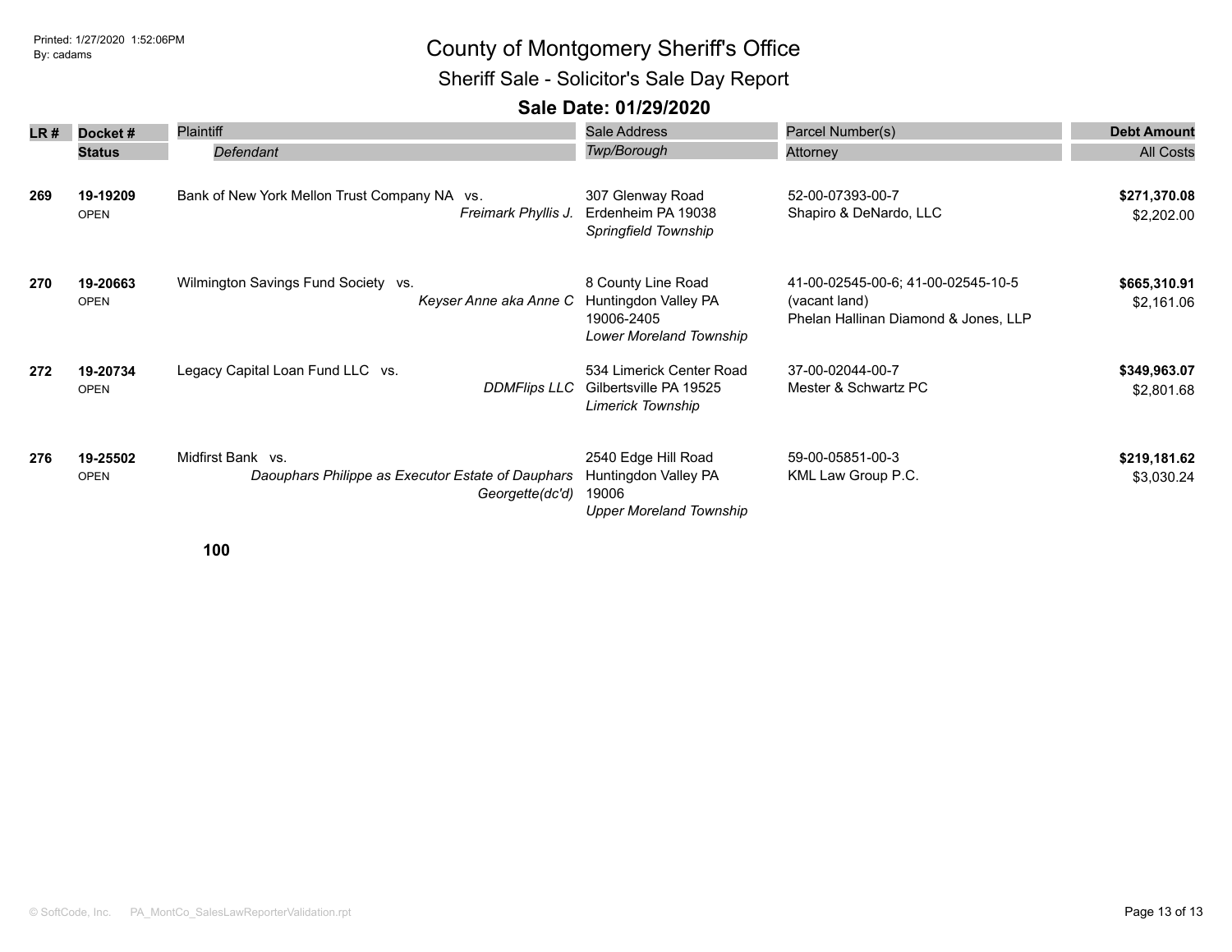# County of Montgomery Sheriff's Office

## Sheriff Sale - Solicitor's Sale Day Report

### Sale Date: 01/29/2020

Printed: 1/27/2020 1:52:06PM
By: cadams

| LR # | Docket # / Status | Plaintiff / Defendant | Sale Address / Twp/Borough | Parcel Number(s) / Attorney | Debt Amount / All Costs |
|---|---|---|---|---|---|
| 269 | 19-19209 OPEN | Bank of New York Mellon Trust Company NA vs. *Freimark Phyllis J.* | 307 Glenway Road Erdenheim PA 19038 *Springfield Township* | 52-00-07393-00-7 Shapiro & DeNardo, LLC | **$271,370.08** $2,202.00 |
| 270 | 19-20663 OPEN | Wilmington Savings Fund Society vs. *Keyser Anne aka Anne C* | 8 County Line Road Huntingdon Valley PA 19006-2405 *Lower Moreland Township* | 41-00-02545-00-6; 41-00-02545-10-5 (vacant land) Phelan Hallinan Diamond & Jones, LLP | **$665,310.91** $2,161.06 |
| 272 | 19-20734 OPEN | Legacy Capital Loan Fund LLC vs. *DDMFlips LLC* | 534 Limerick Center Road Gilbertsville PA 19525 *Limerick Township* | 37-00-02044-00-7 Mester & Schwartz PC | **$349,963.07** $2,801.68 |
| 276 | 19-25502 OPEN | Midfirst Bank vs. *Daouphars Philippe as Executor Estate of Dauphars Georgette(dc'd)* | 2540 Edge Hill Road Huntingdon Valley PA 19006 *Upper Moreland Township* | 59-00-05851-00-3 KML Law Group P.C. | **$219,181.62** $3,030.24 |

**100**

© SoftCode, Inc. PA_MontCo_SalesLawReporterValidation.rpt